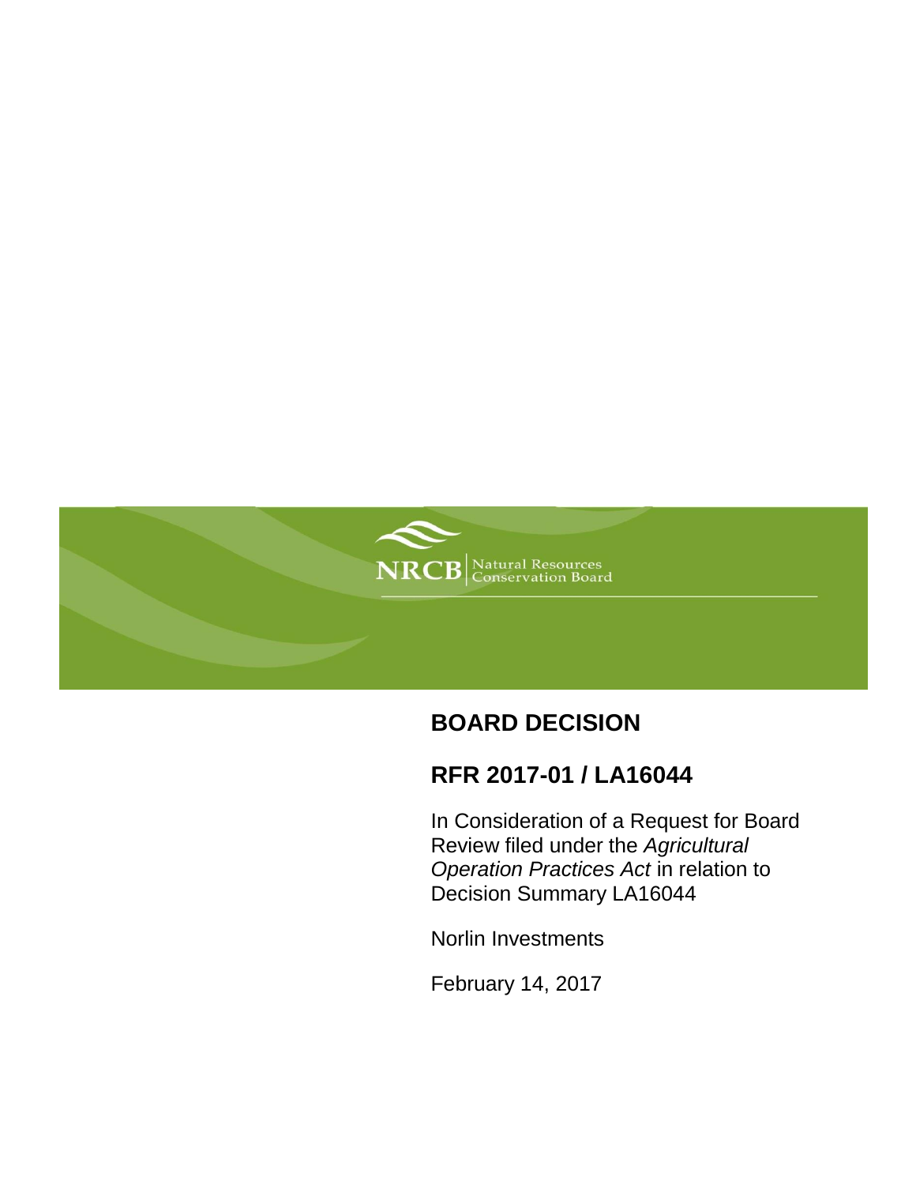NRCB | Natural Resources Conservation Board

# BOARD DECISION

## RFR 2017-01 / LA16044

In Consideration of a Request for Board Review filed under the *Agricultural Operation Practices Act* in relation to Decision Summary LA16044

Norlin Investments

February 14, 2017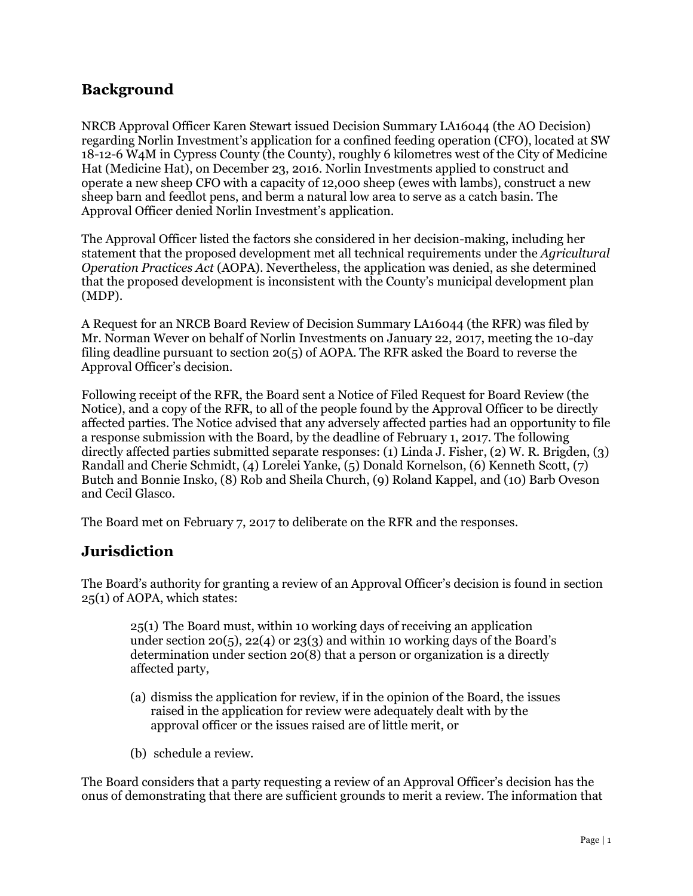## Background

NRCB Approval Officer Karen Stewart issued Decision Summary LA16044 (the AO Decision) regarding Norlin Investment's application for a confined feeding operation (CFO), located at SW 18-12-6 W4M in Cypress County (the County), roughly 6 kilometres west of the City of Medicine Hat (Medicine Hat), on December 23, 2016. Norlin Investments applied to construct and operate a new sheep CFO with a capacity of 12,000 sheep (ewes with lambs), construct a new sheep barn and feedlot pens, and berm a natural low area to serve as a catch basin. The Approval Officer denied Norlin Investment's application.

The Approval Officer listed the factors she considered in her decision-making, including her statement that the proposed development met all technical requirements under the *Agricultural Operation Practices Act* (AOPA). Nevertheless, the application was denied, as she determined that the proposed development is inconsistent with the County's municipal development plan (MDP).

A Request for an NRCB Board Review of Decision Summary LA16044 (the RFR) was filed by Mr. Norman Wever on behalf of Norlin Investments on January 22, 2017, meeting the 10-day filing deadline pursuant to section 20(5) of AOPA. The RFR asked the Board to reverse the Approval Officer's decision.

Following receipt of the RFR, the Board sent a Notice of Filed Request for Board Review (the Notice), and a copy of the RFR, to all of the people found by the Approval Officer to be directly affected parties. The Notice advised that any adversely affected parties had an opportunity to file a response submission with the Board, by the deadline of February 1, 2017. The following directly affected parties submitted separate responses: (1) Linda J. Fisher, (2) W. R. Brigden, (3) Randall and Cherie Schmidt, (4) Lorelei Yanke, (5) Donald Kornelson, (6) Kenneth Scott, (7) Butch and Bonnie Insko, (8) Rob and Sheila Church, (9) Roland Kappel, and (10) Barb Oveson and Cecil Glasco.

The Board met on February 7, 2017 to deliberate on the RFR and the responses.

## Jurisdiction

The Board's authority for granting a review of an Approval Officer's decision is found in section 25(1) of AOPA, which states:

> 25(1) The Board must, within 10 working days of receiving an application under section 20(5), 22(4) or 23(3) and within 10 working days of the Board's determination under section 20(8) that a person or organization is a directly affected party,
>
> (a) dismiss the application for review, if in the opinion of the Board, the issues raised in the application for review were adequately dealt with by the approval officer or the issues raised are of little merit, or
>
> (b) schedule a review.

The Board considers that a party requesting a review of an Approval Officer's decision has the onus of demonstrating that there are sufficient grounds to merit a review. The information that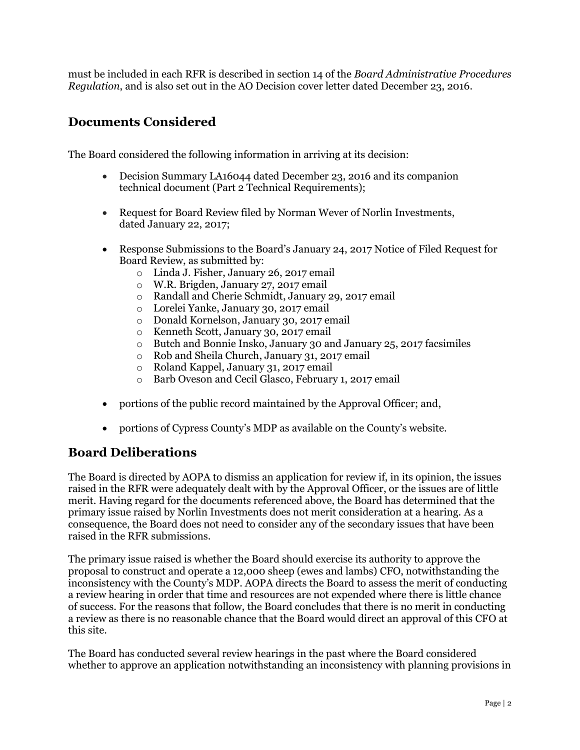must be included in each RFR is described in section 14 of the *Board Administrative Procedures Regulation*, and is also set out in the AO Decision cover letter dated December 23, 2016.

## Documents Considered

The Board considered the following information in arriving at its decision:

- Decision Summary LA16044 dated December 23, 2016 and its companion technical document (Part 2 Technical Requirements);
- Request for Board Review filed by Norman Wever of Norlin Investments, dated January 22, 2017;
- Response Submissions to the Board's January 24, 2017 Notice of Filed Request for Board Review, as submitted by:
  - Linda J. Fisher, January 26, 2017 email
  - W.R. Brigden, January 27, 2017 email
  - Randall and Cherie Schmidt, January 29, 2017 email
  - Lorelei Yanke, January 30, 2017 email
  - Donald Kornelson, January 30, 2017 email
  - Kenneth Scott, January 30, 2017 email
  - Butch and Bonnie Insko, January 30 and January 25, 2017 facsimiles
  - Rob and Sheila Church, January 31, 2017 email
  - Roland Kappel, January 31, 2017 email
  - Barb Oveson and Cecil Glasco, February 1, 2017 email
- portions of the public record maintained by the Approval Officer; and,
- portions of Cypress County's MDP as available on the County's website.

## Board Deliberations

The Board is directed by AOPA to dismiss an application for review if, in its opinion, the issues raised in the RFR were adequately dealt with by the Approval Officer, or the issues are of little merit. Having regard for the documents referenced above, the Board has determined that the primary issue raised by Norlin Investments does not merit consideration at a hearing. As a consequence, the Board does not need to consider any of the secondary issues that have been raised in the RFR submissions.

The primary issue raised is whether the Board should exercise its authority to approve the proposal to construct and operate a 12,000 sheep (ewes and lambs) CFO, notwithstanding the inconsistency with the County's MDP. AOPA directs the Board to assess the merit of conducting a review hearing in order that time and resources are not expended where there is little chance of success. For the reasons that follow, the Board concludes that there is no merit in conducting a review as there is no reasonable chance that the Board would direct an approval of this CFO at this site.

The Board has conducted several review hearings in the past where the Board considered whether to approve an application notwithstanding an inconsistency with planning provisions in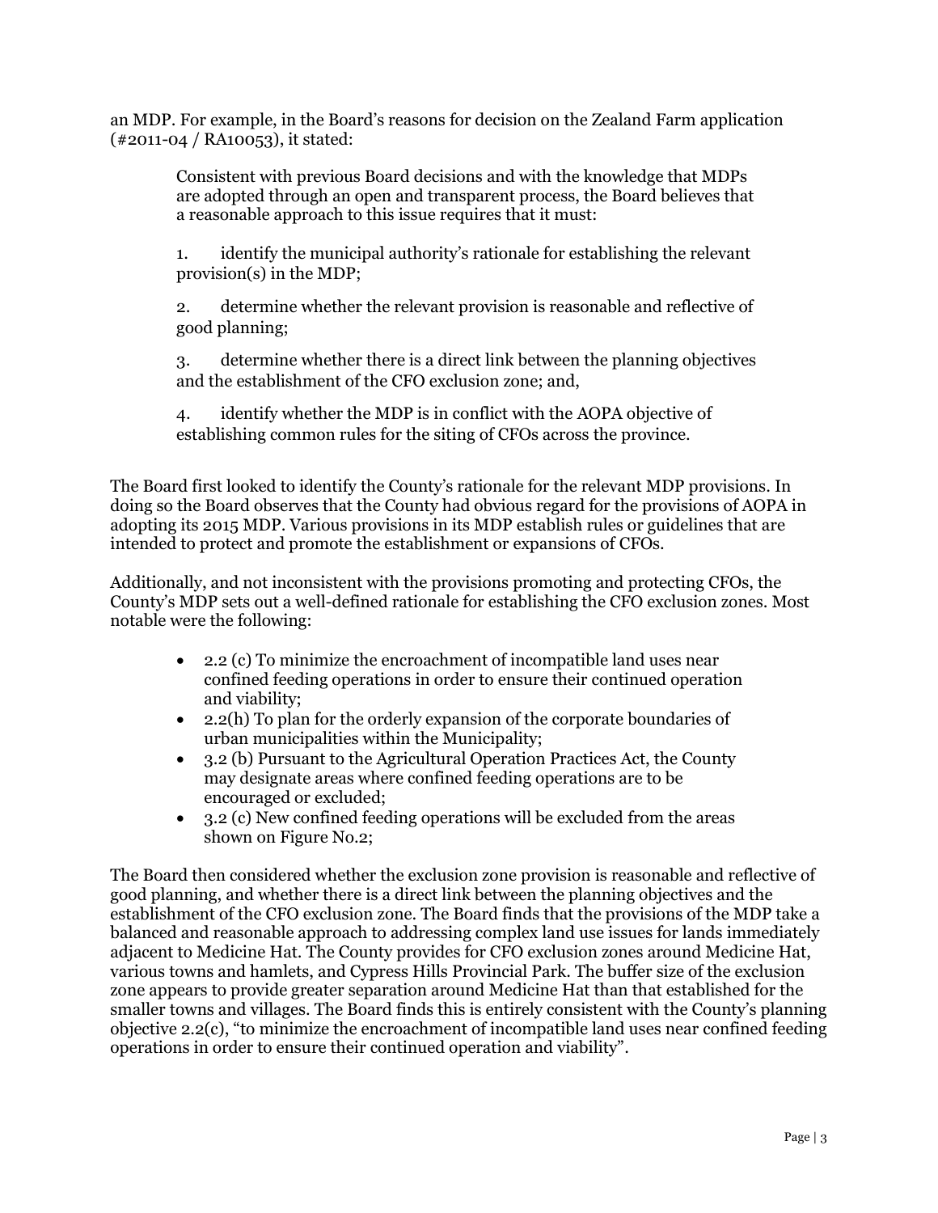an MDP. For example, in the Board's reasons for decision on the Zealand Farm application (#2011-04 / RA10053), it stated:

> Consistent with previous Board decisions and with the knowledge that MDPs are adopted through an open and transparent process, the Board believes that a reasonable approach to this issue requires that it must:
>
> 1. identify the municipal authority's rationale for establishing the relevant provision(s) in the MDP;
>
> 2. determine whether the relevant provision is reasonable and reflective of good planning;
>
> 3. determine whether there is a direct link between the planning objectives and the establishment of the CFO exclusion zone; and,
>
> 4. identify whether the MDP is in conflict with the AOPA objective of establishing common rules for the siting of CFOs across the province.

The Board first looked to identify the County's rationale for the relevant MDP provisions. In doing so the Board observes that the County had obvious regard for the provisions of AOPA in adopting its 2015 MDP. Various provisions in its MDP establish rules or guidelines that are intended to protect and promote the establishment or expansions of CFOs.

Additionally, and not inconsistent with the provisions promoting and protecting CFOs, the County's MDP sets out a well-defined rationale for establishing the CFO exclusion zones. Most notable were the following:

- 2.2 (c) To minimize the encroachment of incompatible land uses near confined feeding operations in order to ensure their continued operation and viability;
- 2.2(h) To plan for the orderly expansion of the corporate boundaries of urban municipalities within the Municipality;
- 3.2 (b) Pursuant to the Agricultural Operation Practices Act, the County may designate areas where confined feeding operations are to be encouraged or excluded;
- 3.2 (c) New confined feeding operations will be excluded from the areas shown on Figure No.2;

The Board then considered whether the exclusion zone provision is reasonable and reflective of good planning, and whether there is a direct link between the planning objectives and the establishment of the CFO exclusion zone. The Board finds that the provisions of the MDP take a balanced and reasonable approach to addressing complex land use issues for lands immediately adjacent to Medicine Hat. The County provides for CFO exclusion zones around Medicine Hat, various towns and hamlets, and Cypress Hills Provincial Park. The buffer size of the exclusion zone appears to provide greater separation around Medicine Hat than that established for the smaller towns and villages. The Board finds this is entirely consistent with the County's planning objective 2.2(c), "to minimize the encroachment of incompatible land uses near confined feeding operations in order to ensure their continued operation and viability".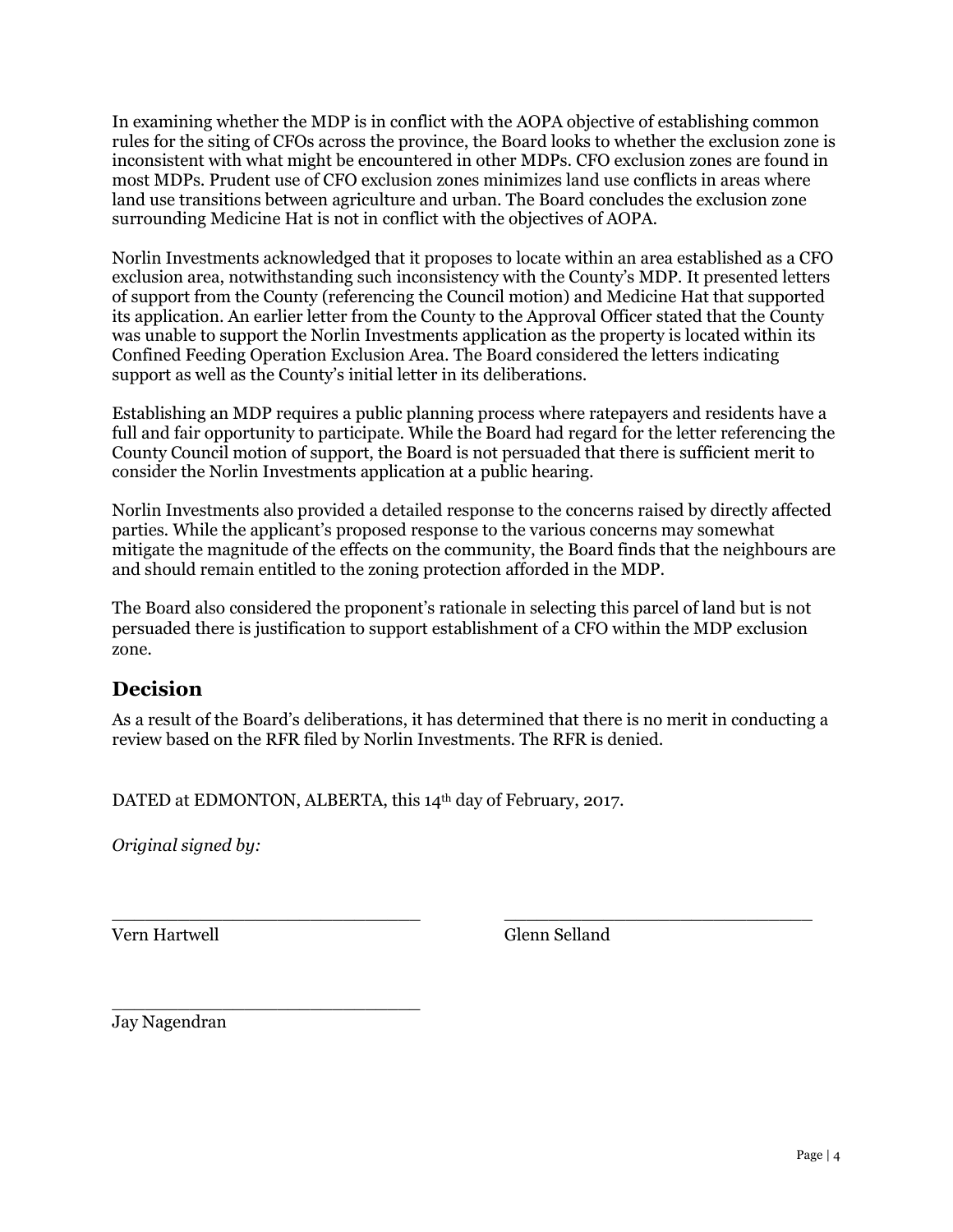In examining whether the MDP is in conflict with the AOPA objective of establishing common rules for the siting of CFOs across the province, the Board looks to whether the exclusion zone is inconsistent with what might be encountered in other MDPs. CFO exclusion zones are found in most MDPs. Prudent use of CFO exclusion zones minimizes land use conflicts in areas where land use transitions between agriculture and urban. The Board concludes the exclusion zone surrounding Medicine Hat is not in conflict with the objectives of AOPA.

Norlin Investments acknowledged that it proposes to locate within an area established as a CFO exclusion area, notwithstanding such inconsistency with the County's MDP. It presented letters of support from the County (referencing the Council motion) and Medicine Hat that supported its application. An earlier letter from the County to the Approval Officer stated that the County was unable to support the Norlin Investments application as the property is located within its Confined Feeding Operation Exclusion Area. The Board considered the letters indicating support as well as the County's initial letter in its deliberations.

Establishing an MDP requires a public planning process where ratepayers and residents have a full and fair opportunity to participate. While the Board had regard for the letter referencing the County Council motion of support, the Board is not persuaded that there is sufficient merit to consider the Norlin Investments application at a public hearing.

Norlin Investments also provided a detailed response to the concerns raised by directly affected parties. While the applicant's proposed response to the various concerns may somewhat mitigate the magnitude of the effects on the community, the Board finds that the neighbours are and should remain entitled to the zoning protection afforded in the MDP.

The Board also considered the proponent's rationale in selecting this parcel of land but is not persuaded there is justification to support establishment of a CFO within the MDP exclusion zone.

## Decision

As a result of the Board's deliberations, it has determined that there is no merit in conducting a review based on the RFR filed by Norlin Investments. The RFR is denied.

DATED at EDMONTON, ALBERTA, this 14th day of February, 2017.

*Original signed by:*

\_\_\_\_\_\_\_\_\_\_\_\_\_\_\_\_\_\_\_\_\_\_\_\_\_\_\_\_\_\_
Vern Hartwell

\_\_\_\_\_\_\_\_\_\_\_\_\_\_\_\_\_\_\_\_\_\_\_\_\_\_\_\_\_\_
Glenn Selland

\_\_\_\_\_\_\_\_\_\_\_\_\_\_\_\_\_\_\_\_\_\_\_\_\_\_\_\_\_\_
Jay Nagendran